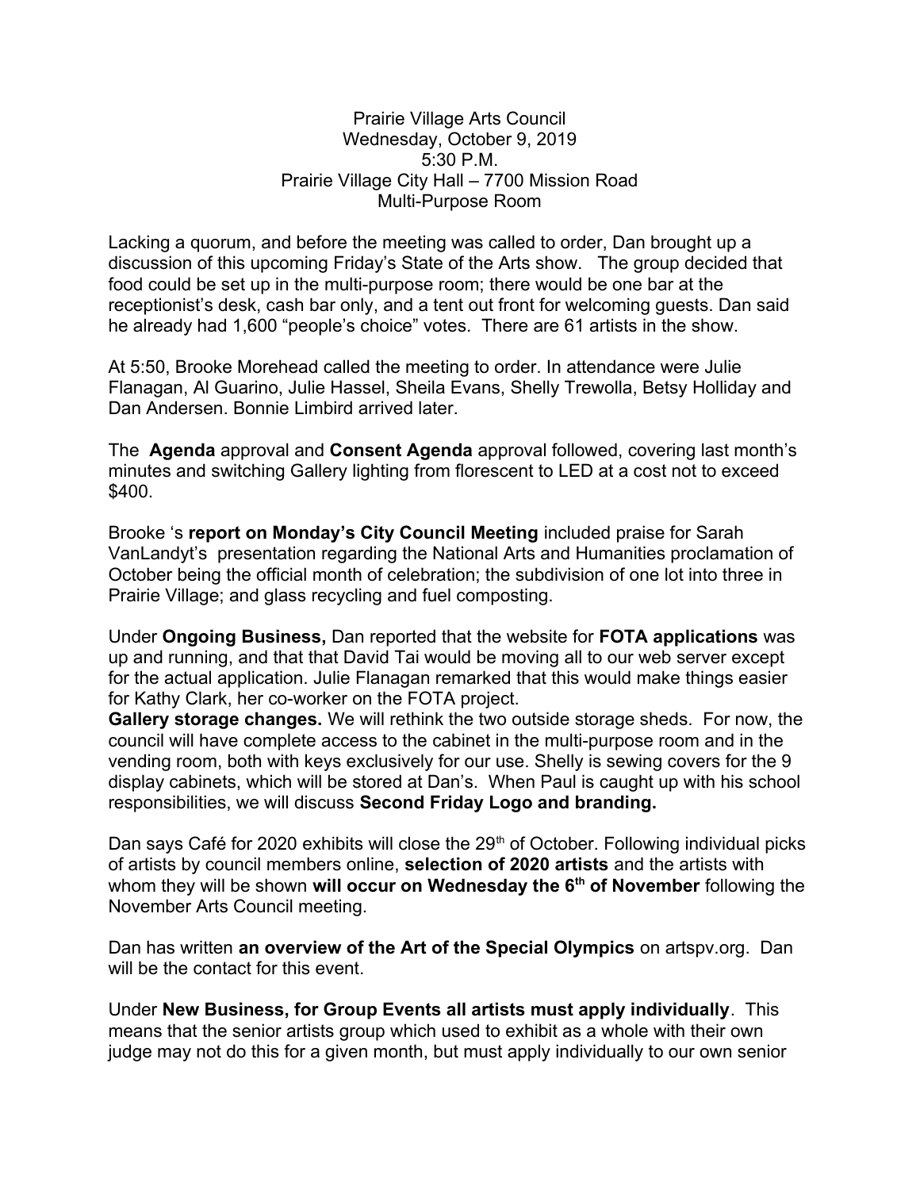Prairie Village Arts Council
Wednesday, October 9, 2019
5:30 P.M.
Prairie Village City Hall – 7700 Mission Road
Multi-Purpose Room

Lacking a quorum, and before the meeting was called to order, Dan brought up a discussion of this upcoming Friday's State of the Arts show. The group decided that food could be set up in the multi-purpose room; there would be one bar at the receptionist's desk, cash bar only, and a tent out front for welcoming guests. Dan said he already had 1,600 "people's choice" votes. There are 61 artists in the show.

At 5:50, Brooke Morehead called the meeting to order. In attendance were Julie Flanagan, Al Guarino, Julie Hassel, Sheila Evans, Shelly Trewolla, Betsy Holliday and Dan Andersen. Bonnie Limbird arrived later.

The **Agenda** approval and **Consent Agenda** approval followed, covering last month's minutes and switching Gallery lighting from florescent to LED at a cost not to exceed $400.

Brooke 's **report on Monday's City Council Meeting** included praise for Sarah VanLandyt's presentation regarding the National Arts and Humanities proclamation of October being the official month of celebration; the subdivision of one lot into three in Prairie Village; and glass recycling and fuel composting.

Under **Ongoing Business,** Dan reported that the website for **FOTA applications** was up and running, and that that David Tai would be moving all to our web server except for the actual application. Julie Flanagan remarked that this would make things easier for Kathy Clark, her co-worker on the FOTA project.
**Gallery storage changes.** We will rethink the two outside storage sheds. For now, the council will have complete access to the cabinet in the multi-purpose room and in the vending room, both with keys exclusively for our use. Shelly is sewing covers for the 9 display cabinets, which will be stored at Dan's. When Paul is caught up with his school responsibilities, we will discuss **Second Friday Logo and branding.**

Dan says Café for 2020 exhibits will close the 29th of October. Following individual picks of artists by council members online, **selection of 2020 artists** and the artists with whom they will be shown **will occur on Wednesday the 6th of November** following the November Arts Council meeting.

Dan has written **an overview of the Art of the Special Olympics** on artspv.org. Dan will be the contact for this event.

Under **New Business, for Group Events all artists must apply individually**. This means that the senior artists group which used to exhibit as a whole with their own judge may not do this for a given month, but must apply individually to our own senior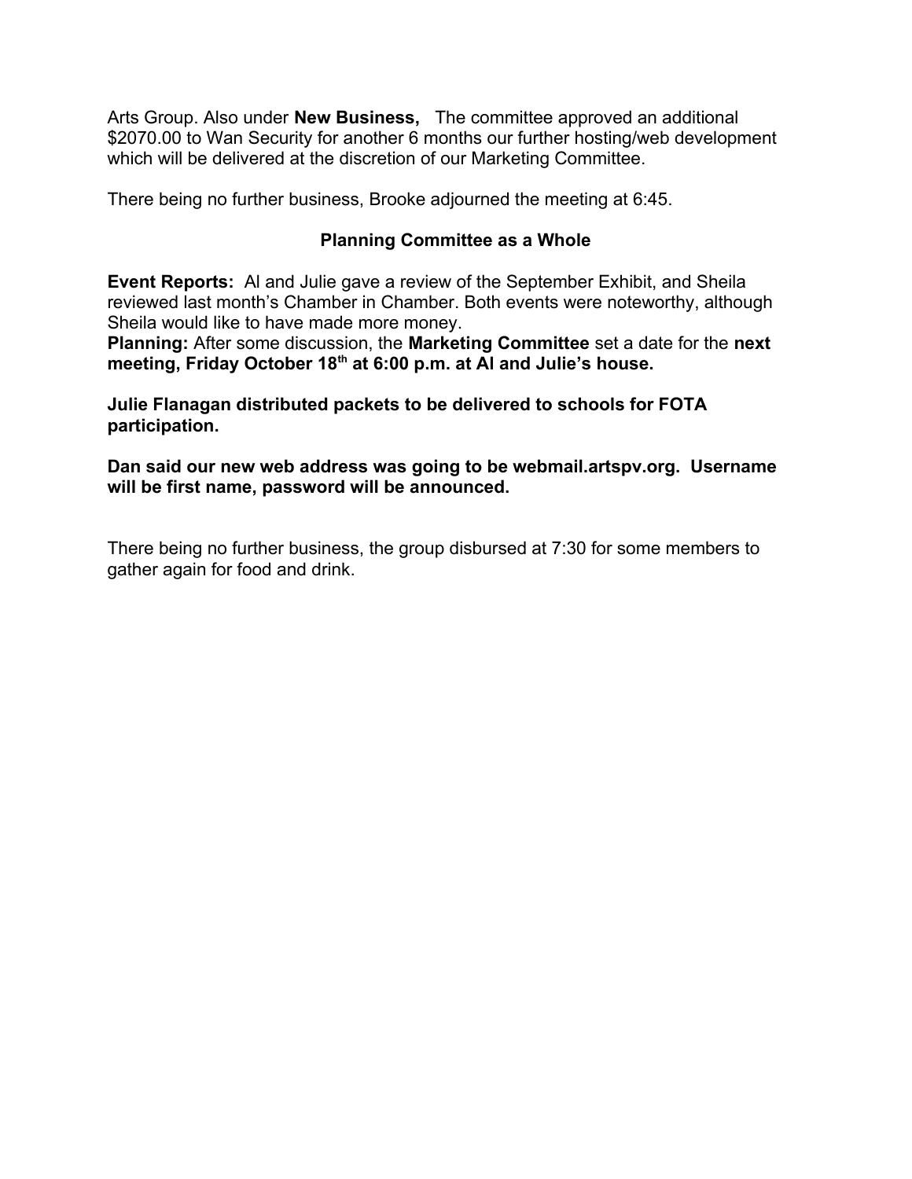Arts Group. Also under **New Business,** The committee approved an additional $2070.00 to Wan Security for another 6 months our further hosting/web development which will be delivered at the discretion of our Marketing Committee.

There being no further business, Brooke adjourned the meeting at 6:45.

**Planning Committee as a Whole**

**Event Reports:** Al and Julie gave a review of the September Exhibit, and Sheila reviewed last month's Chamber in Chamber. Both events were noteworthy, although Sheila would like to have made more money.
**Planning:** After some discussion, the **Marketing Committee** set a date for the **next meeting, Friday October 18th at 6:00 p.m. at Al and Julie's house.**

**Julie Flanagan distributed packets to be delivered to schools for FOTA participation.**

**Dan said our new web address was going to be webmail.artspv.org. Username will be first name, password will be announced.**

There being no further business, the group disbursed at 7:30 for some members to gather again for food and drink.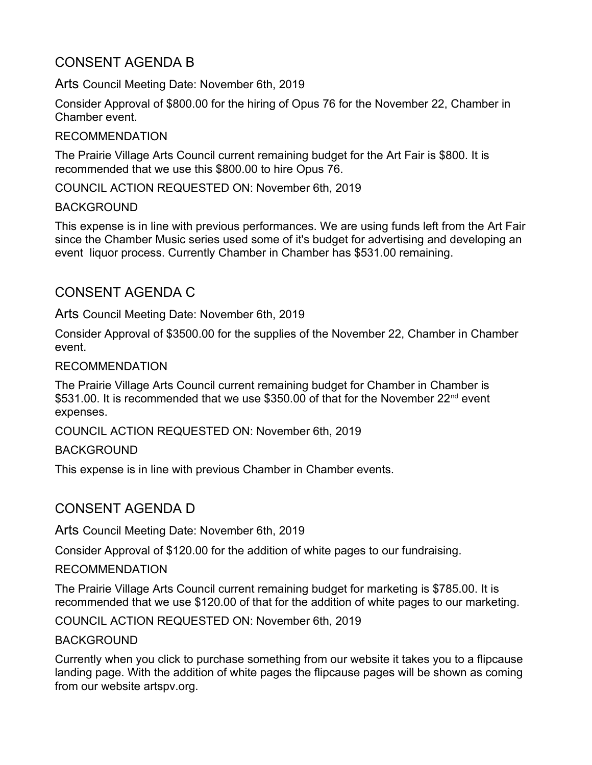## CONSENT AGENDA B

Arts Council Meeting Date: November 6th, 2019

Consider Approval of $800.00 for the hiring of Opus 76 for the November 22, Chamber in Chamber event.

RECOMMENDATION

The Prairie Village Arts Council current remaining budget for the Art Fair is $800. It is recommended that we use this $800.00 to hire Opus 76.

COUNCIL ACTION REQUESTED ON: November 6th, 2019

BACKGROUND

This expense is in line with previous performances. We are using funds left from the Art Fair since the Chamber Music series used some of it's budget for advertising and developing an event liquor process. Currently Chamber in Chamber has $531.00 remaining.

## CONSENT AGENDA C

Arts Council Meeting Date: November 6th, 2019

Consider Approval of $3500.00 for the supplies of the November 22, Chamber in Chamber event.

RECOMMENDATION

The Prairie Village Arts Council current remaining budget for Chamber in Chamber is $531.00. It is recommended that we use $350.00 of that for the November 22nd event expenses.

COUNCIL ACTION REQUESTED ON: November 6th, 2019

BACKGROUND

This expense is in line with previous Chamber in Chamber events.

## CONSENT AGENDA D

Arts Council Meeting Date: November 6th, 2019

Consider Approval of $120.00 for the addition of white pages to our fundraising.

RECOMMENDATION

The Prairie Village Arts Council current remaining budget for marketing is $785.00. It is recommended that we use $120.00 of that for the addition of white pages to our marketing.

COUNCIL ACTION REQUESTED ON: November 6th, 2019

BACKGROUND

Currently when you click to purchase something from our website it takes you to a flipcause landing page. With the addition of white pages the flipcause pages will be shown as coming from our website artspv.org.